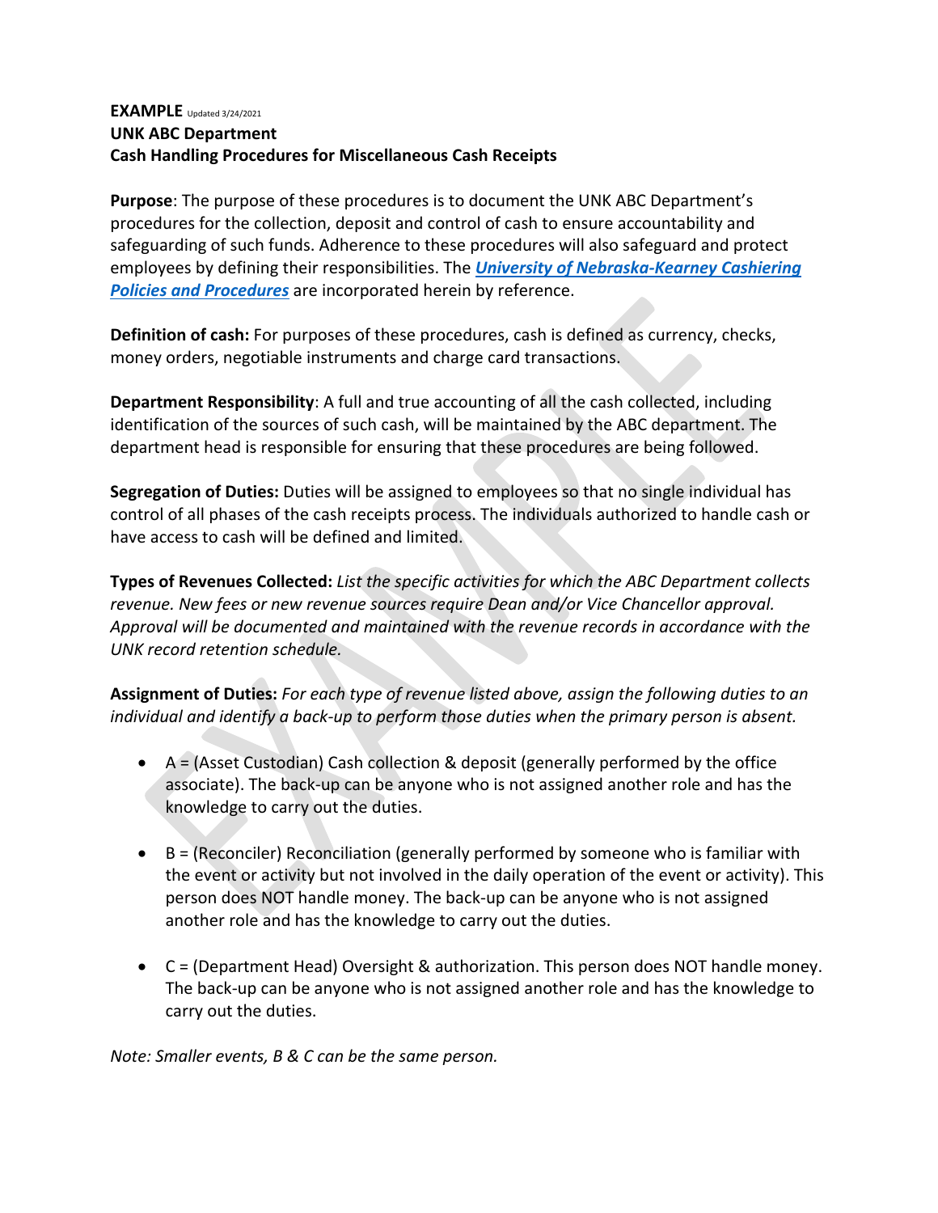**EXAMPLE** Updated 3/24/2021
**UNK ABC Department**
**Cash Handling Procedures for Miscellaneous Cash Receipts**

**Purpose**: The purpose of these procedures is to document the UNK ABC Department's procedures for the collection, deposit and control of cash to ensure accountability and safeguarding of such funds. Adherence to these procedures will also safeguard and protect employees by defining their responsibilities. The ***University of Nebraska-Kearney Cashiering Policies and Procedures*** are incorporated herein by reference.

**Definition of cash:** For purposes of these procedures, cash is defined as currency, checks, money orders, negotiable instruments and charge card transactions.

**Department Responsibility**: A full and true accounting of all the cash collected, including identification of the sources of such cash, will be maintained by the ABC department. The department head is responsible for ensuring that these procedures are being followed.

**Segregation of Duties:** Duties will be assigned to employees so that no single individual has control of all phases of the cash receipts process. The individuals authorized to handle cash or have access to cash will be defined and limited.

**Types of Revenues Collected:** *List the specific activities for which the ABC Department collects revenue. New fees or new revenue sources require Dean and/or Vice Chancellor approval. Approval will be documented and maintained with the revenue records in accordance with the UNK record retention schedule.*

**Assignment of Duties:** *For each type of revenue listed above, assign the following duties to an individual and identify a back-up to perform those duties when the primary person is absent.*

- A = (Asset Custodian) Cash collection & deposit (generally performed by the office associate). The back-up can be anyone who is not assigned another role and has the knowledge to carry out the duties.

- B = (Reconciler) Reconciliation (generally performed by someone who is familiar with the event or activity but not involved in the daily operation of the event or activity). This person does NOT handle money. The back-up can be anyone who is not assigned another role and has the knowledge to carry out the duties.

- C = (Department Head) Oversight & authorization. This person does NOT handle money. The back-up can be anyone who is not assigned another role and has the knowledge to carry out the duties.

*Note: Smaller events, B & C can be the same person.*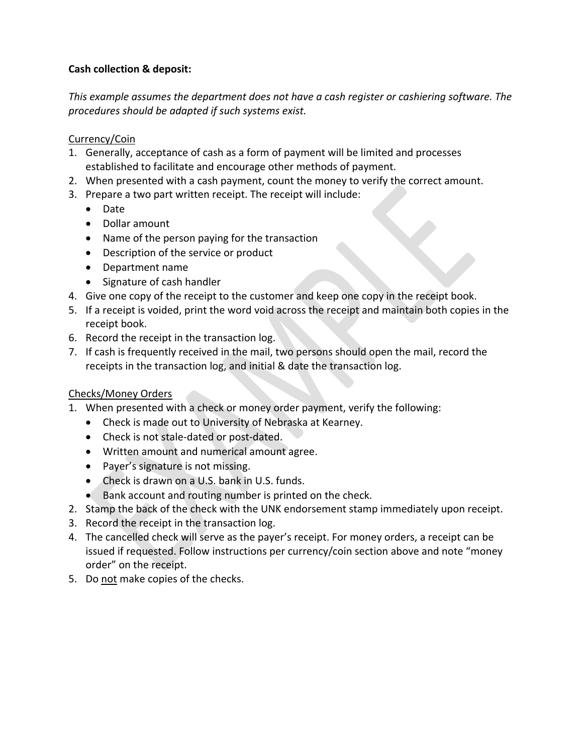**Cash collection & deposit:**

*This example assumes the department does not have a cash register or cashiering software. The procedures should be adapted if such systems exist.*

<u>Currency/Coin</u>

1. Generally, acceptance of cash as a form of payment will be limited and processes established to facilitate and encourage other methods of payment.
2. When presented with a cash payment, count the money to verify the correct amount.
3. Prepare a two part written receipt. The receipt will include:
   - Date
   - Dollar amount
   - Name of the person paying for the transaction
   - Description of the service or product
   - Department name
   - Signature of cash handler
4. Give one copy of the receipt to the customer and keep one copy in the receipt book.
5. If a receipt is voided, print the word void across the receipt and maintain both copies in the receipt book.
6. Record the receipt in the transaction log.
7. If cash is frequently received in the mail, two persons should open the mail, record the receipts in the transaction log, and initial & date the transaction log.

<u>Checks/Money Orders</u>

1. When presented with a check or money order payment, verify the following:
   - Check is made out to University of Nebraska at Kearney.
   - Check is not stale-dated or post-dated.
   - Written amount and numerical amount agree.
   - Payer's signature is not missing.
   - Check is drawn on a U.S. bank in U.S. funds.
   - Bank account and routing number is printed on the check.
2. Stamp the back of the check with the UNK endorsement stamp immediately upon receipt.
3. Record the receipt in the transaction log.
4. The cancelled check will serve as the payer's receipt. For money orders, a receipt can be issued if requested. Follow instructions per currency/coin section above and note "money order" on the receipt.
5. Do <u>not</u> make copies of the checks.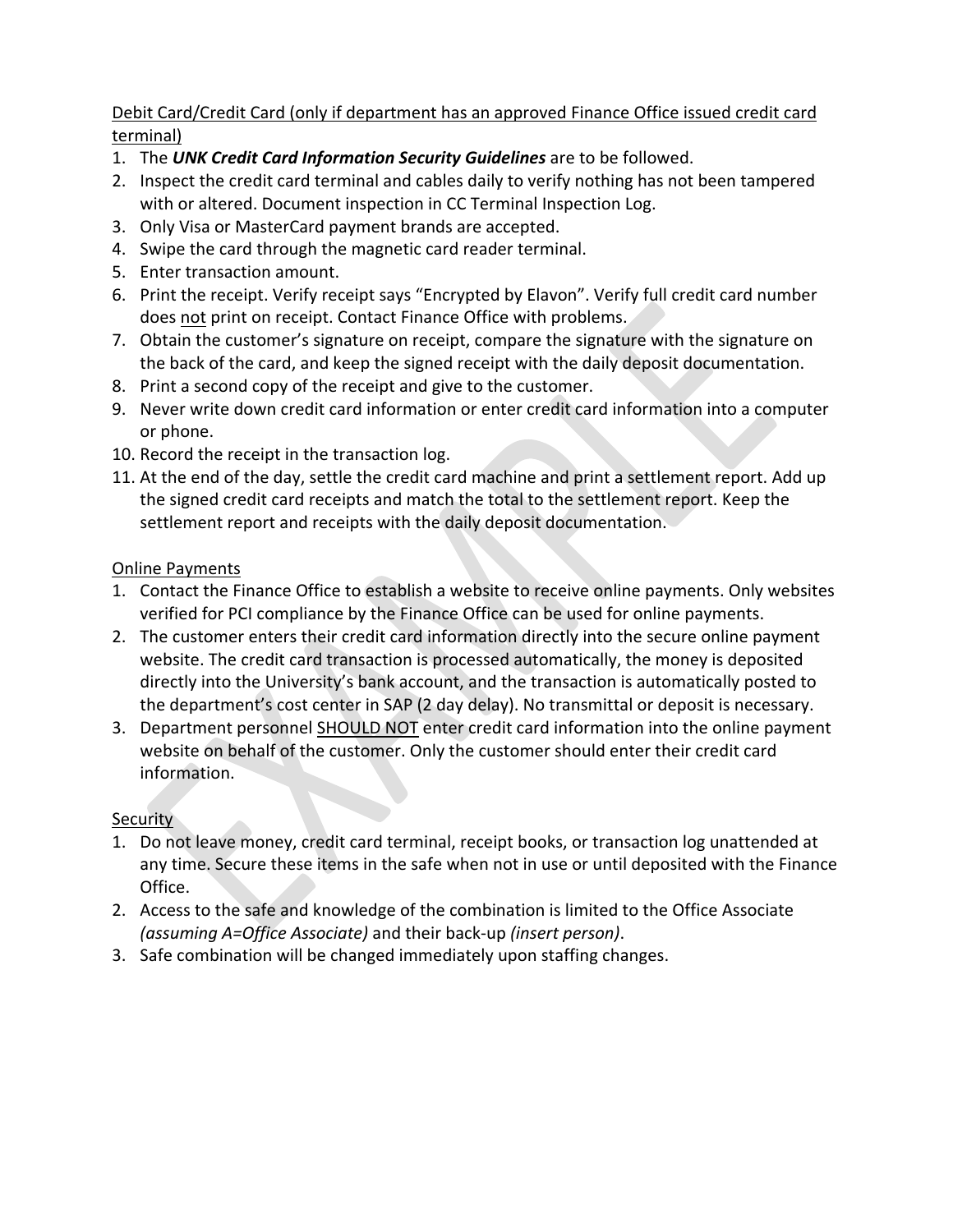Debit Card/Credit Card (only if department has an approved Finance Office issued credit card terminal)

1. The ***UNK Credit Card Information Security Guidelines*** are to be followed.
2. Inspect the credit card terminal and cables daily to verify nothing has not been tampered with or altered. Document inspection in CC Terminal Inspection Log.
3. Only Visa or MasterCard payment brands are accepted.
4. Swipe the card through the magnetic card reader terminal.
5. Enter transaction amount.
6. Print the receipt. Verify receipt says "Encrypted by Elavon". Verify full credit card number does not print on receipt. Contact Finance Office with problems.
7. Obtain the customer's signature on receipt, compare the signature with the signature on the back of the card, and keep the signed receipt with the daily deposit documentation.
8. Print a second copy of the receipt and give to the customer.
9. Never write down credit card information or enter credit card information into a computer or phone.
10. Record the receipt in the transaction log.
11. At the end of the day, settle the credit card machine and print a settlement report. Add up the signed credit card receipts and match the total to the settlement report. Keep the settlement report and receipts with the daily deposit documentation.

Online Payments

1. Contact the Finance Office to establish a website to receive online payments. Only websites verified for PCI compliance by the Finance Office can be used for online payments.
2. The customer enters their credit card information directly into the secure online payment website. The credit card transaction is processed automatically, the money is deposited directly into the University's bank account, and the transaction is automatically posted to the department's cost center in SAP (2 day delay). No transmittal or deposit is necessary.
3. Department personnel SHOULD NOT enter credit card information into the online payment website on behalf of the customer. Only the customer should enter their credit card information.

Security

1. Do not leave money, credit card terminal, receipt books, or transaction log unattended at any time. Secure these items in the safe when not in use or until deposited with the Finance Office.
2. Access to the safe and knowledge of the combination is limited to the Office Associate *(assuming A=Office Associate)* and their back-up *(insert person)*.
3. Safe combination will be changed immediately upon staffing changes.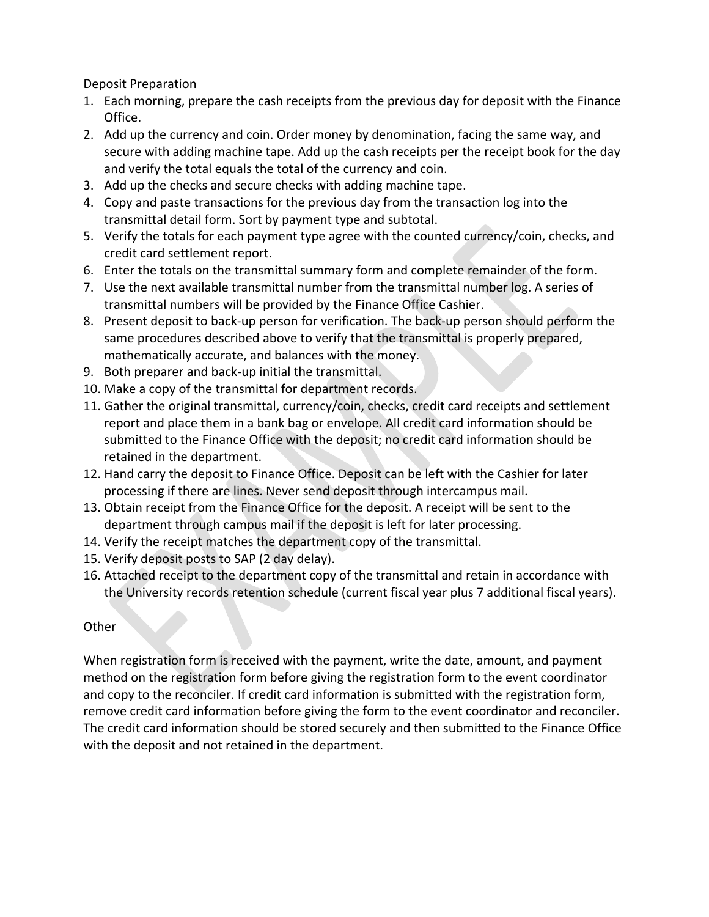Deposit Preparation

1. Each morning, prepare the cash receipts from the previous day for deposit with the Finance Office.
2. Add up the currency and coin. Order money by denomination, facing the same way, and secure with adding machine tape. Add up the cash receipts per the receipt book for the day and verify the total equals the total of the currency and coin.
3. Add up the checks and secure checks with adding machine tape.
4. Copy and paste transactions for the previous day from the transaction log into the transmittal detail form. Sort by payment type and subtotal.
5. Verify the totals for each payment type agree with the counted currency/coin, checks, and credit card settlement report.
6. Enter the totals on the transmittal summary form and complete remainder of the form.
7. Use the next available transmittal number from the transmittal number log. A series of transmittal numbers will be provided by the Finance Office Cashier.
8. Present deposit to back-up person for verification. The back-up person should perform the same procedures described above to verify that the transmittal is properly prepared, mathematically accurate, and balances with the money.
9. Both preparer and back-up initial the transmittal.
10. Make a copy of the transmittal for department records.
11. Gather the original transmittal, currency/coin, checks, credit card receipts and settlement report and place them in a bank bag or envelope. All credit card information should be submitted to the Finance Office with the deposit; no credit card information should be retained in the department.
12. Hand carry the deposit to Finance Office. Deposit can be left with the Cashier for later processing if there are lines. Never send deposit through intercampus mail.
13. Obtain receipt from the Finance Office for the deposit. A receipt will be sent to the department through campus mail if the deposit is left for later processing.
14. Verify the receipt matches the department copy of the transmittal.
15. Verify deposit posts to SAP (2 day delay).
16. Attached receipt to the department copy of the transmittal and retain in accordance with the University records retention schedule (current fiscal year plus 7 additional fiscal years).

Other

When registration form is received with the payment, write the date, amount, and payment method on the registration form before giving the registration form to the event coordinator and copy to the reconciler. If credit card information is submitted with the registration form, remove credit card information before giving the form to the event coordinator and reconciler. The credit card information should be stored securely and then submitted to the Finance Office with the deposit and not retained in the department.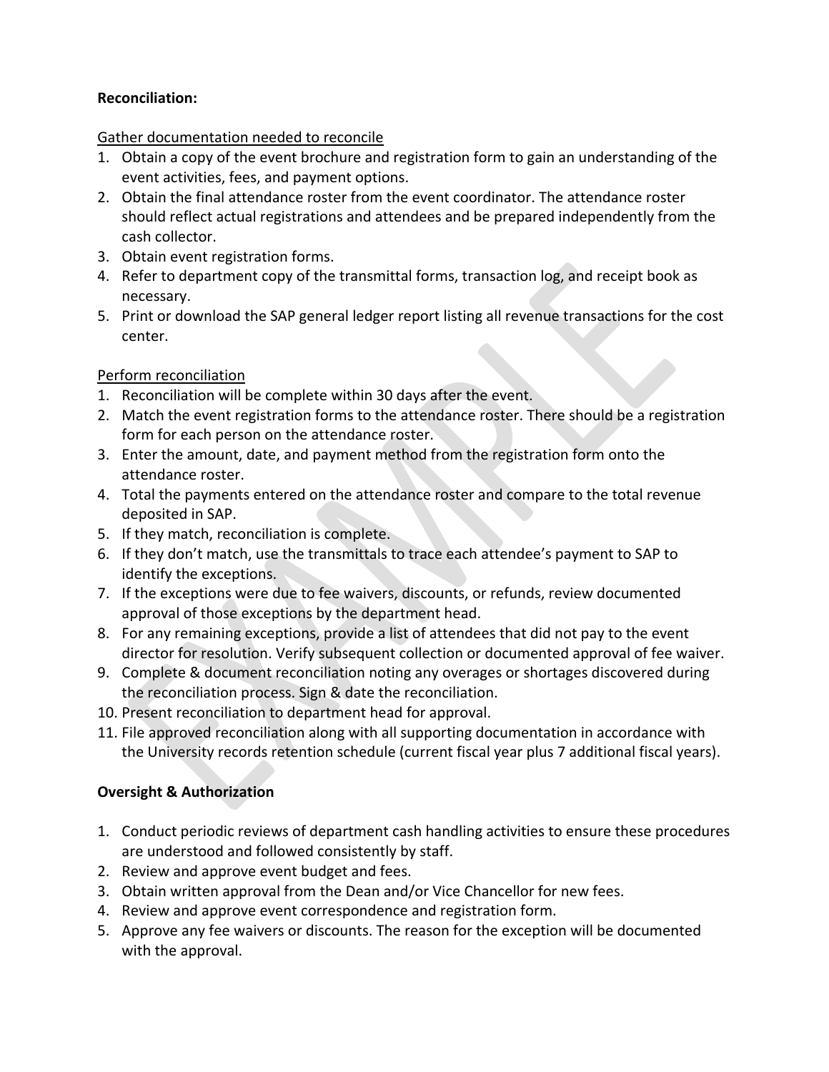**Reconciliation:**

Gather documentation needed to reconcile

1. Obtain a copy of the event brochure and registration form to gain an understanding of the event activities, fees, and payment options.
2. Obtain the final attendance roster from the event coordinator. The attendance roster should reflect actual registrations and attendees and be prepared independently from the cash collector.
3. Obtain event registration forms.
4. Refer to department copy of the transmittal forms, transaction log, and receipt book as necessary.
5. Print or download the SAP general ledger report listing all revenue transactions for the cost center.

Perform reconciliation

1. Reconciliation will be complete within 30 days after the event.
2. Match the event registration forms to the attendance roster. There should be a registration form for each person on the attendance roster.
3. Enter the amount, date, and payment method from the registration form onto the attendance roster.
4. Total the payments entered on the attendance roster and compare to the total revenue deposited in SAP.
5. If they match, reconciliation is complete.
6. If they don't match, use the transmittals to trace each attendee's payment to SAP to identify the exceptions.
7. If the exceptions were due to fee waivers, discounts, or refunds, review documented approval of those exceptions by the department head.
8. For any remaining exceptions, provide a list of attendees that did not pay to the event director for resolution. Verify subsequent collection or documented approval of fee waiver.
9. Complete & document reconciliation noting any overages or shortages discovered during the reconciliation process. Sign & date the reconciliation.
10. Present reconciliation to department head for approval.
11. File approved reconciliation along with all supporting documentation in accordance with the University records retention schedule (current fiscal year plus 7 additional fiscal years).

**Oversight & Authorization**

1. Conduct periodic reviews of department cash handling activities to ensure these procedures are understood and followed consistently by staff.
2. Review and approve event budget and fees.
3. Obtain written approval from the Dean and/or Vice Chancellor for new fees.
4. Review and approve event correspondence and registration form.
5. Approve any fee waivers or discounts. The reason for the exception will be documented with the approval.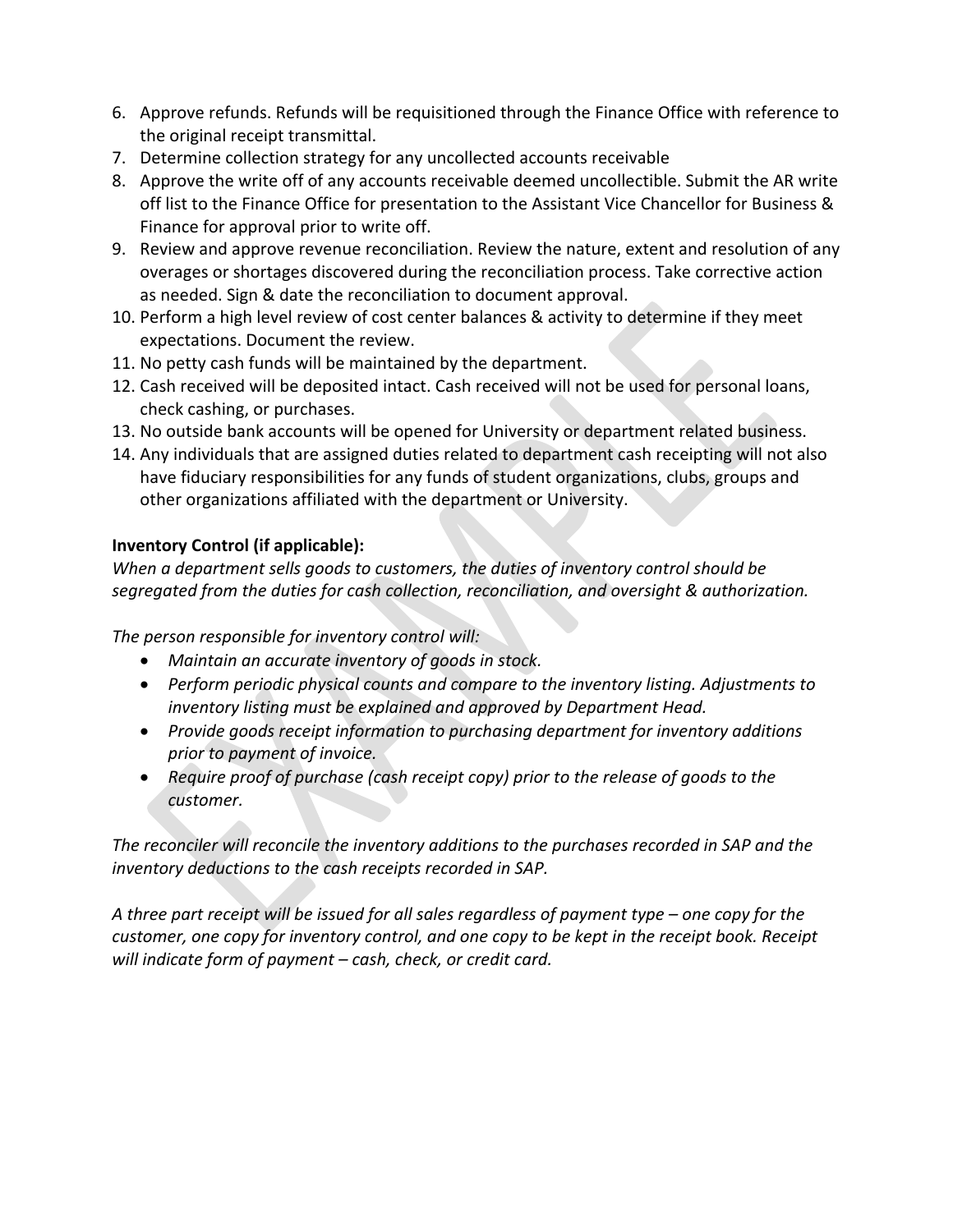6. Approve refunds. Refunds will be requisitioned through the Finance Office with reference to the original receipt transmittal.
7. Determine collection strategy for any uncollected accounts receivable
8. Approve the write off of any accounts receivable deemed uncollectible. Submit the AR write off list to the Finance Office for presentation to the Assistant Vice Chancellor for Business & Finance for approval prior to write off.
9. Review and approve revenue reconciliation. Review the nature, extent and resolution of any overages or shortages discovered during the reconciliation process. Take corrective action as needed. Sign & date the reconciliation to document approval.
10. Perform a high level review of cost center balances & activity to determine if they meet expectations. Document the review.
11. No petty cash funds will be maintained by the department.
12. Cash received will be deposited intact. Cash received will not be used for personal loans, check cashing, or purchases.
13. No outside bank accounts will be opened for University or department related business.
14. Any individuals that are assigned duties related to department cash receipting will not also have fiduciary responsibilities for any funds of student organizations, clubs, groups and other organizations affiliated with the department or University.

**Inventory Control (if applicable):**

*When a department sells goods to customers, the duties of inventory control should be segregated from the duties for cash collection, reconciliation, and oversight & authorization.*

*The person responsible for inventory control will:*

- *Maintain an accurate inventory of goods in stock.*
- *Perform periodic physical counts and compare to the inventory listing. Adjustments to inventory listing must be explained and approved by Department Head.*
- *Provide goods receipt information to purchasing department for inventory additions prior to payment of invoice.*
- *Require proof of purchase (cash receipt copy) prior to the release of goods to the customer.*

*The reconciler will reconcile the inventory additions to the purchases recorded in SAP and the inventory deductions to the cash receipts recorded in SAP.*

*A three part receipt will be issued for all sales regardless of payment type – one copy for the customer, one copy for inventory control, and one copy to be kept in the receipt book. Receipt will indicate form of payment – cash, check, or credit card.*